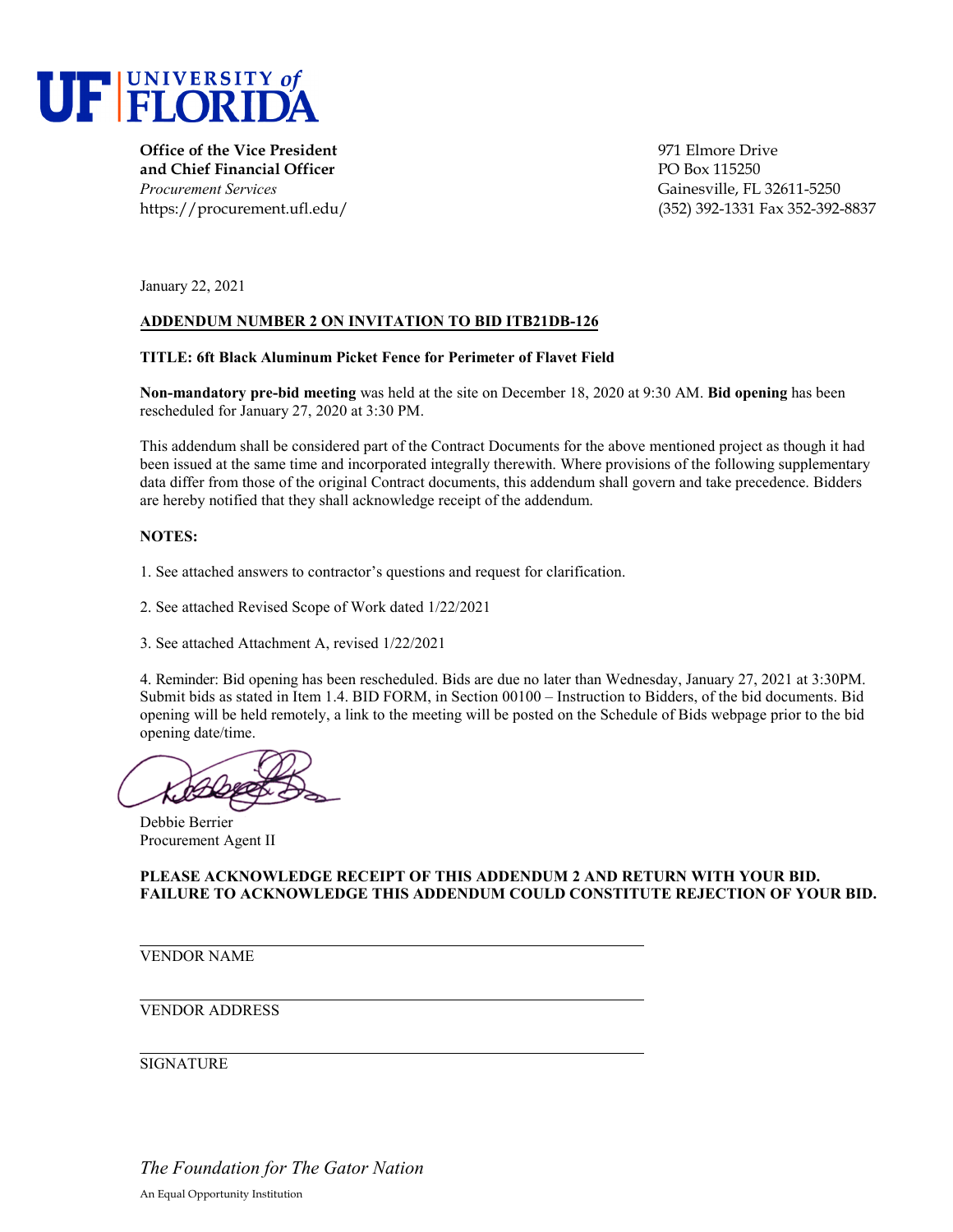UF | UNIVERSITY of FLORIDA

**Office of the Vice President**
**and Chief Financial Officer**
*Procurement Services*
https://procurement.ufl.edu/

971 Elmore Drive
PO Box 115250
Gainesville, FL 32611-5250
(352) 392-1331 Fax 352-392-8837

January 22, 2021

**ADDENDUM NUMBER 2 ON INVITATION TO BID ITB21DB-126**

**TITLE: 6ft Black Aluminum Picket Fence for Perimeter of Flavet Field**

**Non-mandatory pre-bid meeting** was held at the site on December 18, 2020 at 9:30 AM. **Bid opening** has been rescheduled for January 27, 2020 at 3:30 PM.

This addendum shall be considered part of the Contract Documents for the above mentioned project as though it had been issued at the same time and incorporated integrally therewith. Where provisions of the following supplementary data differ from those of the original Contract documents, this addendum shall govern and take precedence. Bidders are hereby notified that they shall acknowledge receipt of the addendum.

**NOTES:**

1. See attached answers to contractor's questions and request for clarification.

2. See attached Revised Scope of Work dated 1/22/2021

3. See attached Attachment A, revised 1/22/2021

4. Reminder: Bid opening has been rescheduled. Bids are due no later than Wednesday, January 27, 2021 at 3:30PM. Submit bids as stated in Item 1.4. BID FORM, in Section 00100 – Instruction to Bidders, of the bid documents. Bid opening will be held remotely, a link to the meeting will be posted on the Schedule of Bids webpage prior to the bid opening date/time.

Debbie Berrier
Procurement Agent II

**PLEASE ACKNOWLEDGE RECEIPT OF THIS ADDENDUM 2 AND RETURN WITH YOUR BID. FAILURE TO ACKNOWLEDGE THIS ADDENDUM COULD CONSTITUTE REJECTION OF YOUR BID.**

\_\_\_\_\_\_\_\_\_\_\_\_\_\_\_\_\_\_\_\_\_\_\_\_\_\_\_\_\_\_\_\_\_\_\_\_\_\_\_\_
VENDOR NAME

\_\_\_\_\_\_\_\_\_\_\_\_\_\_\_\_\_\_\_\_\_\_\_\_\_\_\_\_\_\_\_\_\_\_\_\_\_\_\_\_
VENDOR ADDRESS

\_\_\_\_\_\_\_\_\_\_\_\_\_\_\_\_\_\_\_\_\_\_\_\_\_\_\_\_\_\_\_\_\_\_\_\_\_\_\_\_
SIGNATURE

*The Foundation for The Gator Nation*

An Equal Opportunity Institution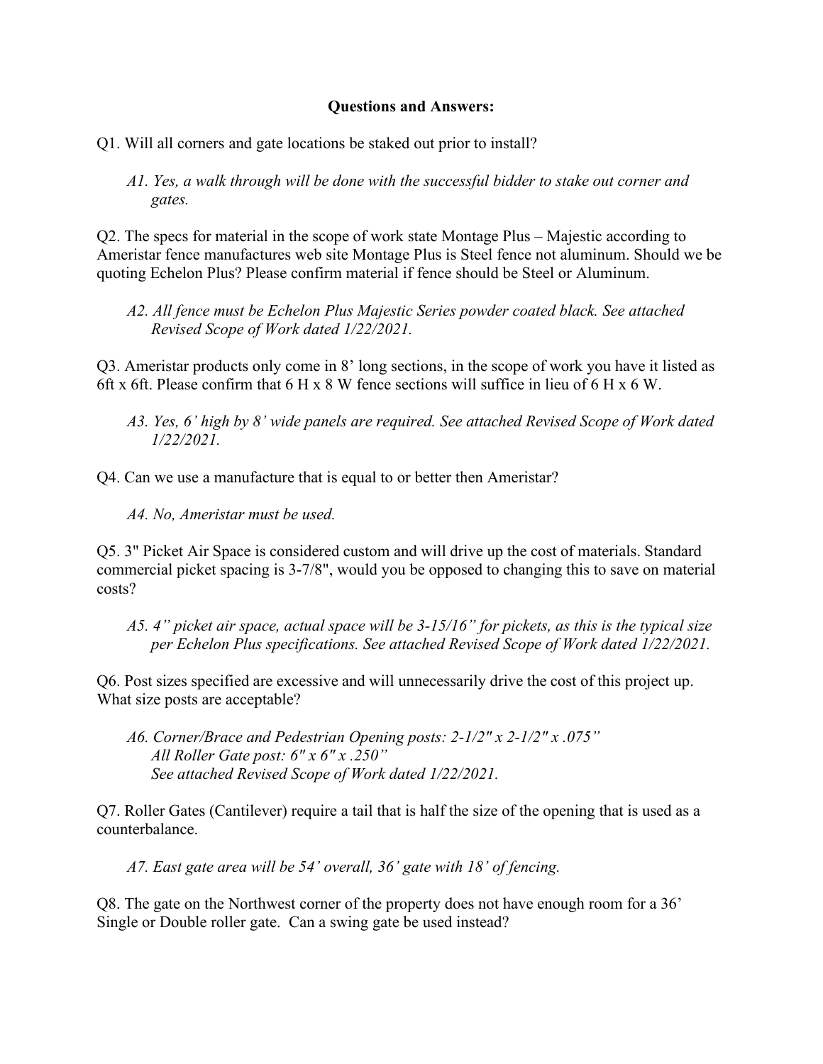**Questions and Answers:**

Q1. Will all corners and gate locations be staked out prior to install?

> *A1. Yes, a walk through will be done with the successful bidder to stake out corner and gates.*

Q2. The specs for material in the scope of work state Montage Plus – Majestic according to Ameristar fence manufactures web site Montage Plus is Steel fence not aluminum. Should we be quoting Echelon Plus? Please confirm material if fence should be Steel or Aluminum.

> *A2. All fence must be Echelon Plus Majestic Series powder coated black. See attached Revised Scope of Work dated 1/22/2021.*

Q3. Ameristar products only come in 8' long sections, in the scope of work you have it listed as 6ft x 6ft. Please confirm that 6 H x 8 W fence sections will suffice in lieu of 6 H x 6 W.

> *A3. Yes, 6' high by 8' wide panels are required. See attached Revised Scope of Work dated 1/22/2021.*

Q4. Can we use a manufacture that is equal to or better then Ameristar?

> *A4. No, Ameristar must be used.*

Q5. 3" Picket Air Space is considered custom and will drive up the cost of materials. Standard commercial picket spacing is 3-7/8", would you be opposed to changing this to save on material costs?

> *A5. 4" picket air space, actual space will be 3-15/16" for pickets, as this is the typical size per Echelon Plus specifications. See attached Revised Scope of Work dated 1/22/2021.*

Q6. Post sizes specified are excessive and will unnecessarily drive the cost of this project up. What size posts are acceptable?

> *A6. Corner/Brace and Pedestrian Opening posts: 2-1/2" x 2-1/2" x .075"*
> *All Roller Gate post: 6" x 6" x .250"*
> *See attached Revised Scope of Work dated 1/22/2021.*

Q7. Roller Gates (Cantilever) require a tail that is half the size of the opening that is used as a counterbalance.

> *A7. East gate area will be 54' overall, 36' gate with 18' of fencing.*

Q8. The gate on the Northwest corner of the property does not have enough room for a 36' Single or Double roller gate. Can a swing gate be used instead?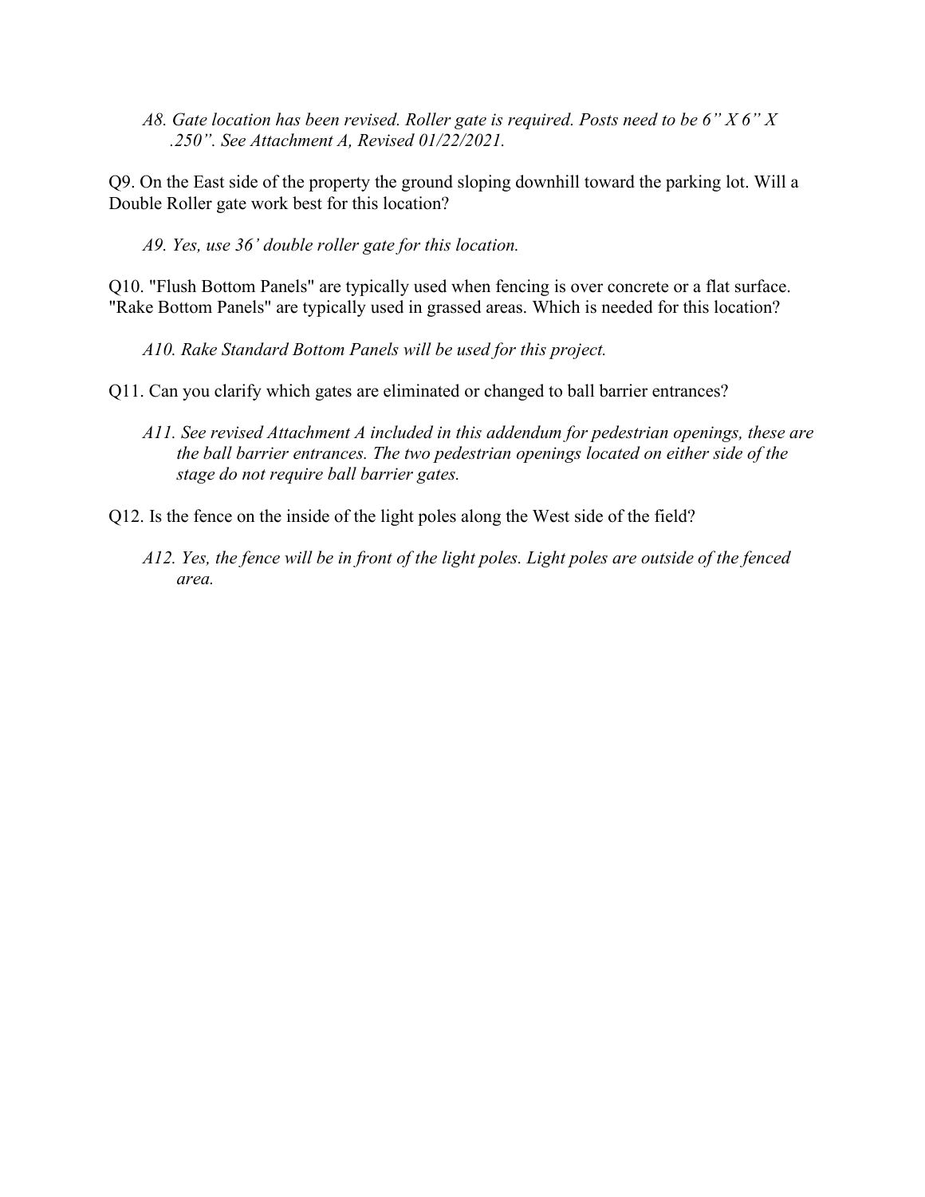*A8. Gate location has been revised. Roller gate is required. Posts need to be 6” X 6” X .250”. See Attachment A, Revised 01/22/2021.*

Q9. On the East side of the property the ground sloping downhill toward the parking lot. Will a Double Roller gate work best for this location?

*A9. Yes, use 36’ double roller gate for this location.*

Q10. "Flush Bottom Panels" are typically used when fencing is over concrete or a flat surface. "Rake Bottom Panels" are typically used in grassed areas. Which is needed for this location?

*A10. Rake Standard Bottom Panels will be used for this project.*

Q11. Can you clarify which gates are eliminated or changed to ball barrier entrances?

*A11. See revised Attachment A included in this addendum for pedestrian openings, these are the ball barrier entrances. The two pedestrian openings located on either side of the stage do not require ball barrier gates.*

Q12. Is the fence on the inside of the light poles along the West side of the field?

*A12. Yes, the fence will be in front of the light poles. Light poles are outside of the fenced area.*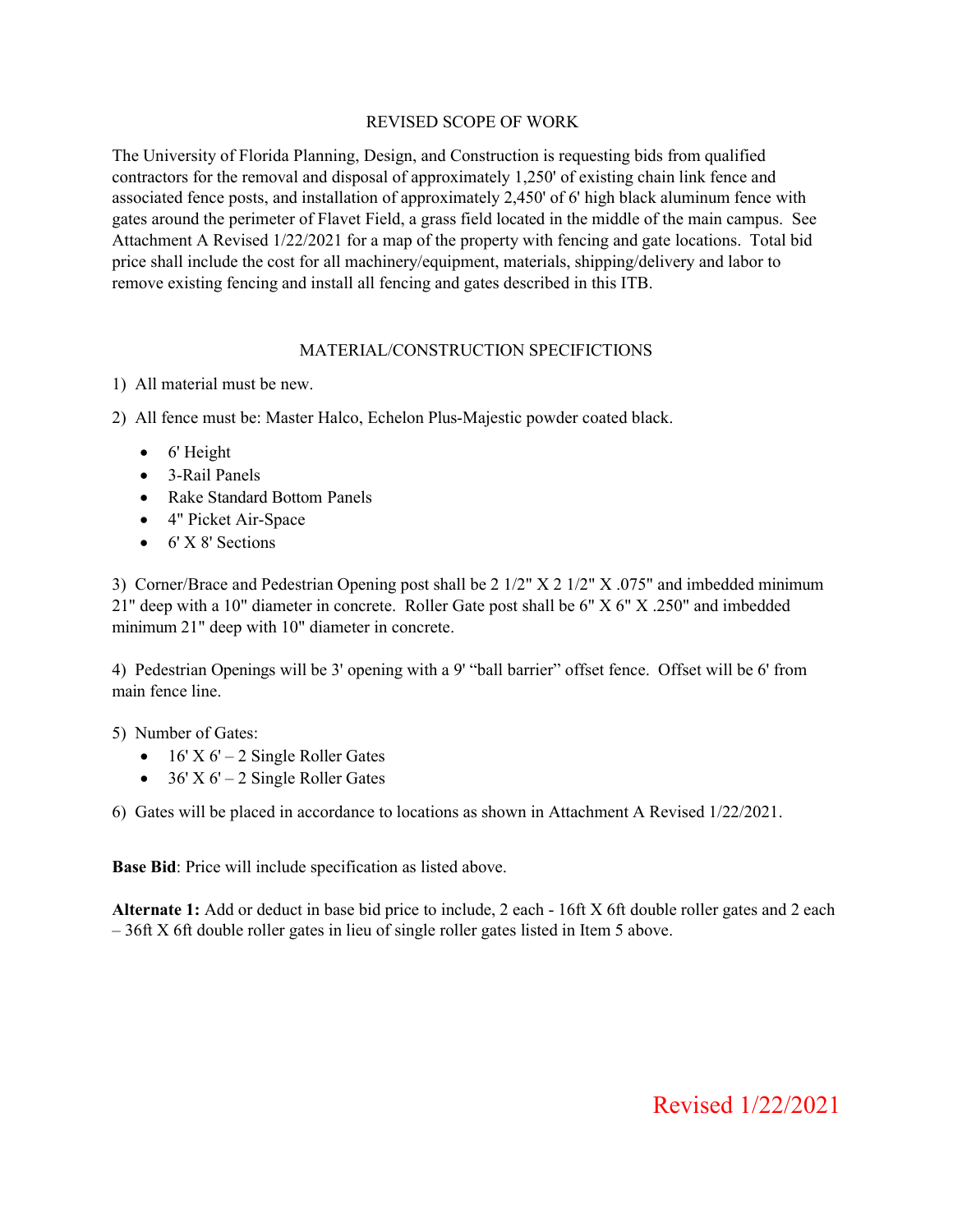## REVISED SCOPE OF WORK

The University of Florida Planning, Design, and Construction is requesting bids from qualified contractors for the removal and disposal of approximately 1,250' of existing chain link fence and associated fence posts, and installation of approximately 2,450' of 6' high black aluminum fence with gates around the perimeter of Flavet Field, a grass field located in the middle of the main campus. See Attachment A Revised 1/22/2021 for a map of the property with fencing and gate locations. Total bid price shall include the cost for all machinery/equipment, materials, shipping/delivery and labor to remove existing fencing and install all fencing and gates described in this ITB.

## MATERIAL/CONSTRUCTION SPECIFICTIONS

1) All material must be new.

2) All fence must be: Master Halco, Echelon Plus-Majestic powder coated black.

- 6' Height
- 3-Rail Panels
- Rake Standard Bottom Panels
- 4" Picket Air-Space
- 6' X 8' Sections

3) Corner/Brace and Pedestrian Opening post shall be 2 1/2" X 2 1/2" X .075" and imbedded minimum 21" deep with a 10" diameter in concrete. Roller Gate post shall be 6" X 6" X .250" and imbedded minimum 21" deep with 10" diameter in concrete.

4) Pedestrian Openings will be 3' opening with a 9' "ball barrier" offset fence. Offset will be 6' from main fence line.

5) Number of Gates:

- 16' X 6' – 2 Single Roller Gates
- 36' X 6' – 2 Single Roller Gates

6) Gates will be placed in accordance to locations as shown in Attachment A Revised 1/22/2021.

**Base Bid**: Price will include specification as listed above.

**Alternate 1:** Add or deduct in base bid price to include, 2 each - 16ft X 6ft double roller gates and 2 each – 36ft X 6ft double roller gates in lieu of single roller gates listed in Item 5 above.

Revised 1/22/2021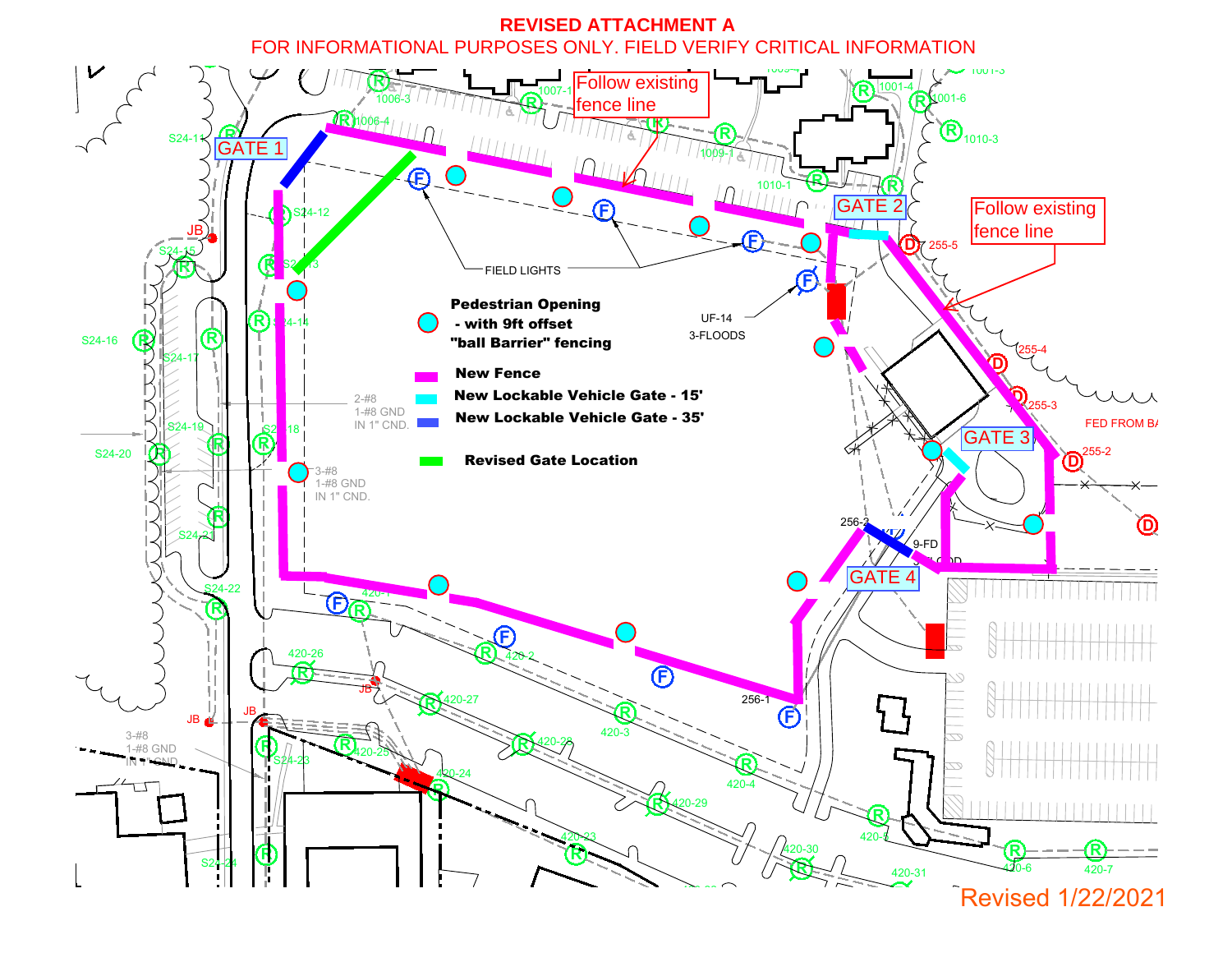# REVISED ATTACHMENT A

FOR INFORMATIONAL PURPOSES ONLY. FIELD VERIFY CRITICAL INFORMATION

Follow existing fence line

GATE 1

GATE 2

Follow existing fence line

GATE 3

GATE 4

FIELD LIGHTS

UF-14
3-FLOODS

Pedestrian Opening - with 9ft offset "ball Barrier" fencing

New Fence

New Lockable Vehicle Gate - 15'

New Lockable Vehicle Gate - 35'

Revised Gate Location

2-#8
1-#8 GND
IN 1" CND.

3-#8
1-#8 GND
IN 1" CND.

FED FROM BA

Revised 1/22/2021